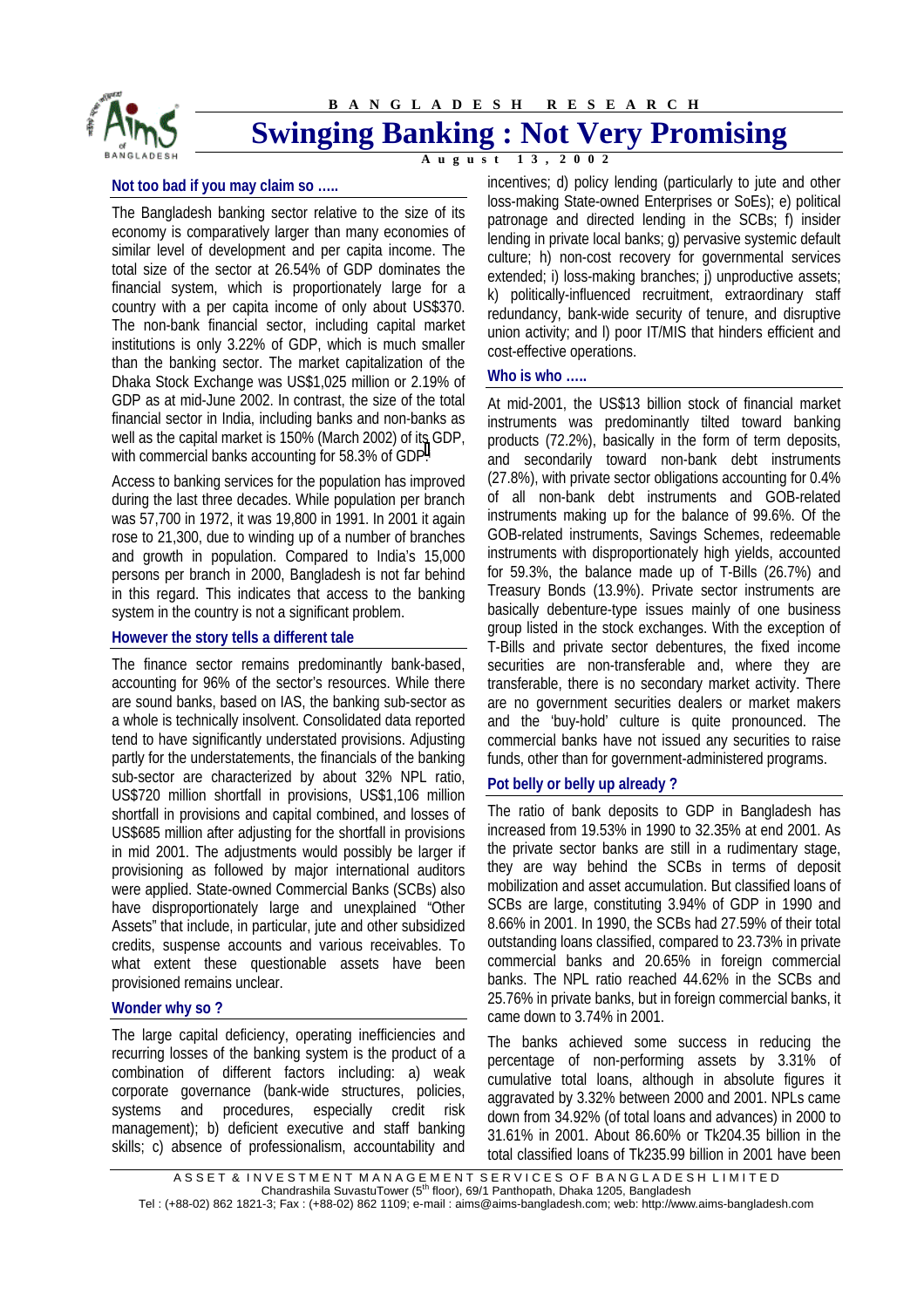BANGLADESH RESEARCH

# Swinging Banking : Not Very Promising

August 13, 2002

## Not too bad if you may claim so …..

The Bangladesh banking sector relative to the size of its economy is comparatively larger than many economies of similar level of development and per capita income. The total size of the sector at 26.54% of GDP dominates the financial system, which is proportionally large for a country with a per capita income of only about US$370. The non-bank financial sector, including capital market institutions is only 3.22% of GDP, which is much smaller than the banking sector. The market capitalization of the Dhaka Stock Exchange was US$1,025 million or 2.19% of GDP as at mid-June 2002. In contrast, the size of the total financial sector in India, including banks and non-banks as well as the capital market is 150% (March 2002) of its GDP, with commercial banks accounting for 58.3% of GDP[1].

Access to banking services for the population has improved during the last three decades. While population per branch was 57,700 in 1972, it was 19,800 in 1991. In 2001 it again rose to 21,300, due to winding up of a number of branches and growth in population. Compared to India's 15,000 persons per branch in 2000, Bangladesh is not far behind in this regard. This indicates that access to the banking system in the country is not a significant problem.

## However the story tells a different tale

The finance sector remains predominantly bank-based, accounting for 96% of the sector's resources. While there are sound banks, based on IAS, the banking sub-sector as a whole is technically insolvent. Consolidated data reported tend to have significantly understated provisions. Adjusting partly for the understatements, the financials of the banking sub-sector are characterized by about 32% NPL ratio, US$720 million shortfall in provisions, US$1,106 million shortfall in provisions and capital combined, and losses of US$685 million after adjusting for the shortfall in provisions in mid 2001. The adjustments would possibly be larger if provisioning as followed by major international auditors were applied. State-owned Commercial Banks (SCBs) also have disproportionately large and unexplained "Other Assets" that include, in particular, jute and other subsidized credits, suspense accounts and various receivables. To what extent these questionable assets have been provisioned remains unclear.

## Wonder why so ?

The large capital deficiency, operating inefficiencies and recurring losses of the banking system is the product of a combination of different factors including: a) weak corporate governance (bank-wide structures, policies, systems and procedures, especially credit risk management); b) deficient executive and staff banking skills; c) absence of professionalism, accountability and incentives; d) policy lending (particularly to jute and other loss-making State-owned Enterprises or SoEs); e) political patronage and directed lending in the SCBs; f) insider lending in private local banks; g) pervasive systemic default culture; h) non-cost recovery for governmental services extended; i) loss-making branches; j) unproductive assets; k) politically-influenced recruitment, extraordinary staff redundancy, bank-wide security of tenure, and disruptive union activity; and l) poor IT/MIS that hinders efficient and cost-effective operations.

## Who is who …..

At mid-2001, the US$13 billion stock of financial market instruments was predominantly tilted toward banking products (72.2%), basically in the form of term deposits, and secondarily toward non-bank debt instruments (27.8%), with private sector obligations accounting for 0.4% of all non-bank debt instruments and GOB-related instruments making up for the balance of 99.6%. Of the GOB-related instruments, Savings Schemes, redeemable instruments with disproportionately high yields, accounted for 59.3%, the balance made up of T-Bills (26.7%) and Treasury Bonds (13.9%). Private sector instruments are basically debenture-type issues mainly of one business group listed in the stock exchanges. With the exception of T-Bills and private sector debentures, the fixed income securities are non-transferable and, where they are transferable, there is no secondary market activity. There are no government securities dealers or market makers and the 'buy-hold' culture is quite pronounced. The commercial banks have not issued any securities to raise funds, other than for government-intended programs.

## Pot belly or belly up already ?

The ratio of bank deposits to GDP in Bangladesh has increased from 19.53% in 1990 to 32.35% at end 2001. As the private sector banks are still in a rudimentary stage, they are way behind the SCBs in terms of deposit mobilization and asset accumulation. But classified loans of SCBs are large, constituting 3.94% of GDP in 1990 and 8.66% in 2001. In 1990, the SCBs had 27.59% of their total outstanding loans classified, compared to 23.73% in private commercial banks and 20.65% in foreign commercial banks. The NPL ratio reached 44.62% in the SCBs and 25.76% in private banks, but in foreign commercial banks, it came down to 3.74% in 2001.

The banks achieved some success in reducing the percentage of non-performing assets by 3.31% of cumulative total loans, although in absolute figures it aggravated by 3.32% between 2000 and 2001. NPLs came down from 34.92% (of total loans and advances) in 2000 to 31.61% in 2001. About 86.60% or Tk204.35 billion in the total classified loans of Tk235.99 billion in 2001 have been

ASSET & INVESTMENT MANAGEMENT SERVICES OF BANGLADESH LIMITED
Chandrashila SuvastuTower (5th floor), 69/1 Panthopath, Dhaka 1205, Bangladesh
Tel : (+88-02) 862 1821-3; Fax : (+88-02) 862 1109; e-mail : aims@aims-bangladesh.com; web: http://www.aims-bangladesh.com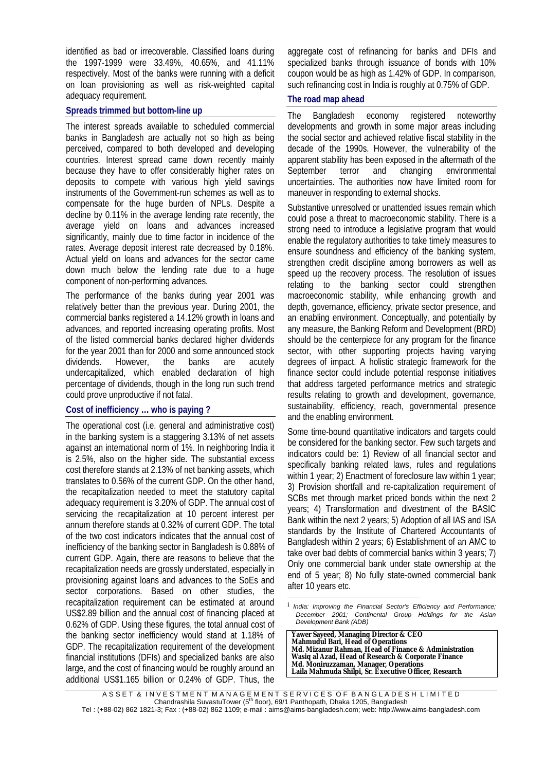identified as bad or irrecoverable. Classified loans during the 1997-1999 were 33.49%, 40.65%, and 41.11% respectively. Most of the banks were running with a deficit on loan provisioning as well as risk-weighted capital adequacy requirement.

### Spreads trimmed but bottom-line up

The interest spreads available to scheduled commercial banks in Bangladesh are actually not so high as being perceived, compared to both developed and developing countries. Interest spread came down recently mainly because they have to offer considerably higher rates on deposits to compete with various high yield savings instruments of the Government-run schemes as well as to compensate for the huge burden of NPLs. Despite a decline by 0.11% in the average lending rate recently, the average yield on loans and advances increased significantly, mainly due to time factor in incidence of the rates. Average deposit interest rate decreased by 0.18%. Actual yield on loans and advances for the sector came down much below the lending rate due to a huge component of non-performing advances.

The performance of the banks during year 2001 was relatively better than the previous year. During 2001, the commercial banks registered a 14.12% growth in loans and advances, and reported increasing operating profits. Most of the listed commercial banks declared higher dividends for the year 2001 than for 2000 and some announced stock dividends. However, the banks are acutely undercapitalized, which enabled declaration of high percentage of dividends, though in the long run such trend could prove unproductive if not fatal.

### Cost of inefficiency … who is paying ?

The operational cost (i.e. general and administrative cost) in the banking system is a staggering 3.13% of net assets against an international norm of 1%. In neighboring India it is 2.5%, also on the higher side. The substantial excess cost therefore stands at 2.13% of net banking assets, which translates to 0.56% of the current GDP. On the other hand, the recapitalization needed to meet the statutory capital adequacy requirement is 3.20% of GDP. The annual cost of servicing the recapitalization at 10 percent interest per annum therefore stands at 0.32% of current GDP. The total of the two cost indicators indicates that the annual cost of inefficiency of the banking sector in Bangladesh is 0.88% of current GDP. Again, there are reasons to believe that the recapitalization needs are grossly understated, especially in provisioning against loans and advances to the SoEs and sector corporations. Based on other studies, the recapitalization requirement can be estimated at around US$2.89 billion and the annual cost of financing placed at 0.62% of GDP. Using these figures, the total annual cost of the banking sector inefficiency would stand at 1.18% of GDP. The recapitalization requirement of the development financial institutions (DFIs) and specialized banks are also large, and the cost of financing would be roughly around an additional US$1.165 billion or 0.24% of GDP. Thus, the aggregate cost of refinancing for banks and DFIs and specialized banks through issuance of bonds with 10% coupon would be as high as 1.42% of GDP. In comparison, such refinancing cost in India is roughly at 0.75% of GDP.

### The road map ahead

The Bangladesh economy registered noteworthy developments and growth in some major areas including the social sector and achieved relative fiscal stability in the decade of the 1990s. However, the vulnerability of the apparent stability has been exposed in the aftermath of the September terror and changing environmental uncertainties. The authorities now have limited room for maneuver in responding to external shocks.

Substantive unresolved or unattended issues remain which could pose a threat to macroeconomic stability. There is a strong need to introduce a legislative program that would enable the regulatory authorities to take timely measures to ensure soundness and efficiency of the banking system, strengthen credit discipline among borrowers as well as speed up the recovery process. The resolution of issues relating to the banking sector could strengthen macroeconomic stability, while enhancing growth and depth, governance, efficiency, private sector presence, and an enabling environment. Conceptually, and potentially by any measure, the Banking Reform and Development (BRD) should be the centerpiece for any program for the finance sector, with other supporting projects having varying degrees of impact. A holistic strategic framework for the finance sector could include potential response initiatives that address targeted performance metrics and strategic results relating to growth and development, governance, sustainability, efficiency, reach, governmental presence and the enabling environment.

Some time-bound quantitative indicators and targets could be considered for the banking sector. Few such targets and indicators could be: 1) Review of all financial sector and specifically banking related laws, rules and regulations within 1 year; 2) Enactment of foreclosure law within 1 year; 3) Provision shortfall and re-capitalization requirement of SCBs met through market priced bonds within the next 2 years; 4) Transformation and divestment of the BASIC Bank within the next 2 years; 5) Adoption of all IAS and ISA standards by the Institute of Chartered Accountants of Bangladesh within 2 years; 6) Establishment of an AMC to take over bad debts of commercial banks within 3 years; 7) Only one commercial bank under state ownership at the end of 5 year; 8) No fully state-owned commercial bank after 10 years etc.

[i] *India: Improving the Financial Sector's Efficiency and Performance; December 2001; Continental Group Holdings for the Asian Development Bank (ADB)*

**Yawer Sayeed, Managing Director & CEO**
**Mahmudul Bari, Head of Operations**
**Md. Mizanur Rahman, Head of Finance & Administration**
**Wasiq al Azad, Head of Research & Corporate Finance**
**Md. Moniruzzaman, Manager, Operations**
**Laila Mahmuda Shilpi, Sr. Executive Officer, Research**

ASSET & INVESTMENT MANAGEMENT SERVICES OF BANGLADESH LIMITED
Chandrashila SuvastuTower (5th floor), 69/1 Panthopath, Dhaka 1205, Bangladesh
Tel : (+88-02) 862 1821-3; Fax : (+88-02) 862 1109; e-mail : aims@aims-bangladesh.com; web: http://www.aims-bangladesh.com